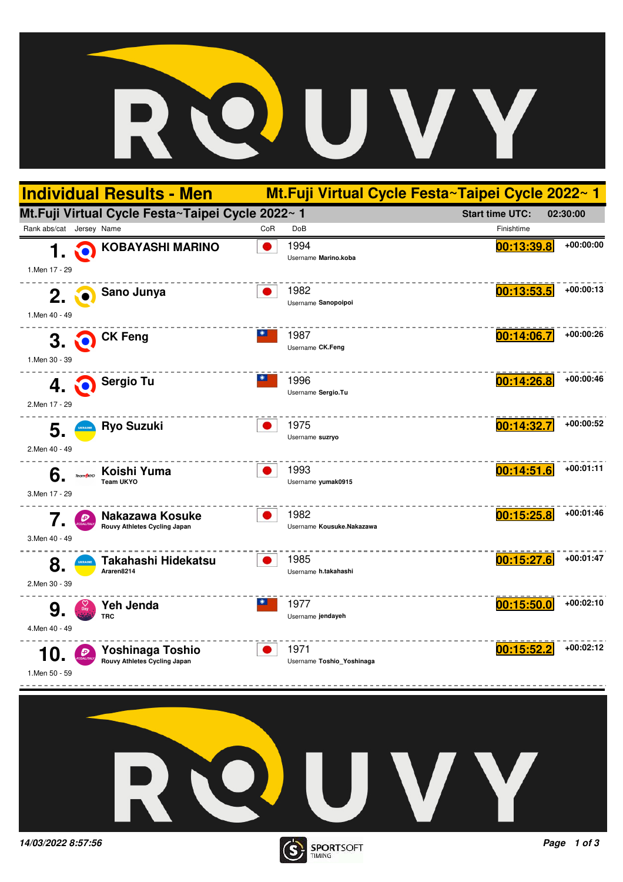# Individual Results - Men

## Mt.Fuji Virtual Cycle Festa~Taipei Cycle 2022~ 1

**Mt.Fuji Virtual Cycle Festa~Taipei Cycle 2022~ 1** — Start time UTC: 02:30:00

| Rank abs/cat | Jersey | Name | CoR | DoB | Finishtime | |
|---|---|---|---|---|---|---|
| 1. (1.Men 17 - 29) | | KOBAYASHI MARINO | | 1994 Username Marino.koba | 00:13:39.8 | +00:00:00 |
| 2. (1.Men 40 - 49) | | Sano Junya | | 1982 Username Sanopoipoi | 00:13:53.5 | +00:00:13 |
| 3. (1.Men 30 - 39) | | CK Feng | | 1987 Username CK.Feng | 00:14:06.7 | +00:00:26 |
| 4. (2.Men 17 - 29) | | Sergio Tu | | 1996 Username Sergio.Tu | 00:14:26.8 | +00:00:46 |
| 5. (2.Men 40 - 49) | | Ryo Suzuki | | 1975 Username suzryo | 00:14:32.7 | +00:00:52 |
| 6. (3.Men 17 - 29) | | Koishi Yuma Team UKYO | | 1993 Username yumak0915 | 00:14:51.6 | +00:01:11 |
| 7. (3.Men 40 - 49) | | Nakazawa Kosuke Rouvy Athletes Cycling Japan | | 1982 Username Kousuke.Nakazawa | 00:15:25.8 | +00:01:46 |
| 8. (2.Men 30 - 39) | | Takahashi Hidekatsu Araren8214 | | 1985 Username h.takahashi | 00:15:27.6 | +00:01:47 |
| 9. (4.Men 40 - 49) | | Yeh Jenda TRC | | 1977 Username jendayeh | 00:15:50.0 | +00:02:10 |
| 10. (1.Men 50 - 59) | | Yoshinaga Toshio Rouvy Athletes Cycling Japan | | 1971 Username Toshio_Yoshinaga | 00:15:52.2 | +00:02:12 |

*14/03/2022 8:57:56*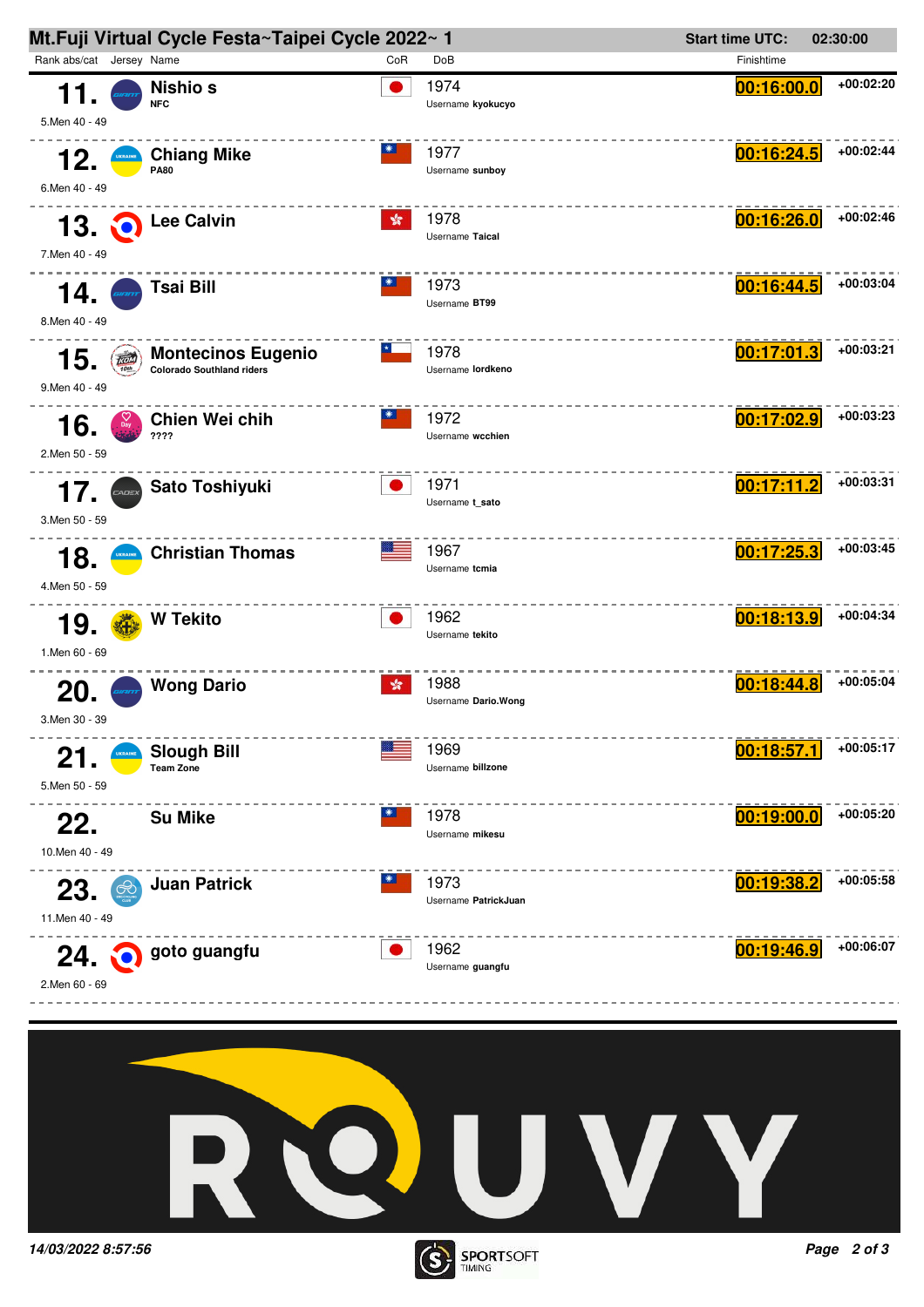# Mt.Fuji Virtual Cycle Festa~Taipei Cycle 2022~ 1

**Start time UTC:** 02:30:00

| Rank abs | Rank cat | Name | Team | CoR | DoB | Username | Finishtime | Gap |
|---|---|---|---|---|---|---|---|---|
| 11. | 5.Men 40 - 49 | Nishio s | NFC | JPN | 1974 | kyokucyo | 00:16:00.0 | +00:02:20 |
| 12. | 6.Men 40 - 49 | Chiang Mike | PA80 | TPE | 1977 | sunboy | 00:16:24.5 | +00:02:44 |
| 13. | 7.Men 40 - 49 | Lee Calvin | | HKG | 1978 | Taical | 00:16:26.0 | +00:02:46 |
| 14. | 8.Men 40 - 49 | Tsai Bill | | TPE | 1973 | BT99 | 00:16:44.5 | +00:03:04 |
| 15. | 9.Men 40 - 49 | Montecinos Eugenio | Colorado Southland riders | CHI | 1978 | lordkeno | 00:17:01.3 | +00:03:21 |
| 16. | 2.Men 50 - 59 | Chien Wei chih | ???? | TPE | 1972 | wcchien | 00:17:02.9 | +00:03:23 |
| 17. | 3.Men 50 - 59 | Sato Toshiyuki | | JPN | 1971 | t_sato | 00:17:11.2 | +00:03:31 |
| 18. | 4.Men 50 - 59 | Christian Thomas | | USA | 1967 | tcmia | 00:17:25.3 | +00:03:45 |
| 19. | 1.Men 60 - 69 | W Tekito | | JPN | 1962 | tekito | 00:18:13.9 | +00:04:34 |
| 20. | 3.Men 30 - 39 | Wong Dario | | HKG | 1988 | Dario.Wong | 00:18:44.8 | +00:05:04 |
| 21. | 5.Men 50 - 59 | Slough Bill | Team Zone | USA | 1969 | billzone | 00:18:57.1 | +00:05:17 |
| 22. | 10.Men 40 - 49 | Su Mike | | TPE | 1978 | mikesu | 00:19:00.0 | +00:05:20 |
| 23. | 11.Men 40 - 49 | Juan Patrick | | TPE | 1973 | PatrickJuan | 00:19:38.2 | +00:05:58 |
| 24. | 2.Men 60 - 69 | goto guangfu | | JPN | 1962 | guangfu | 00:19:46.9 | +00:06:07 |

ROUVY

*14/03/2022 8:57:56*

SPORTSOFT TIMING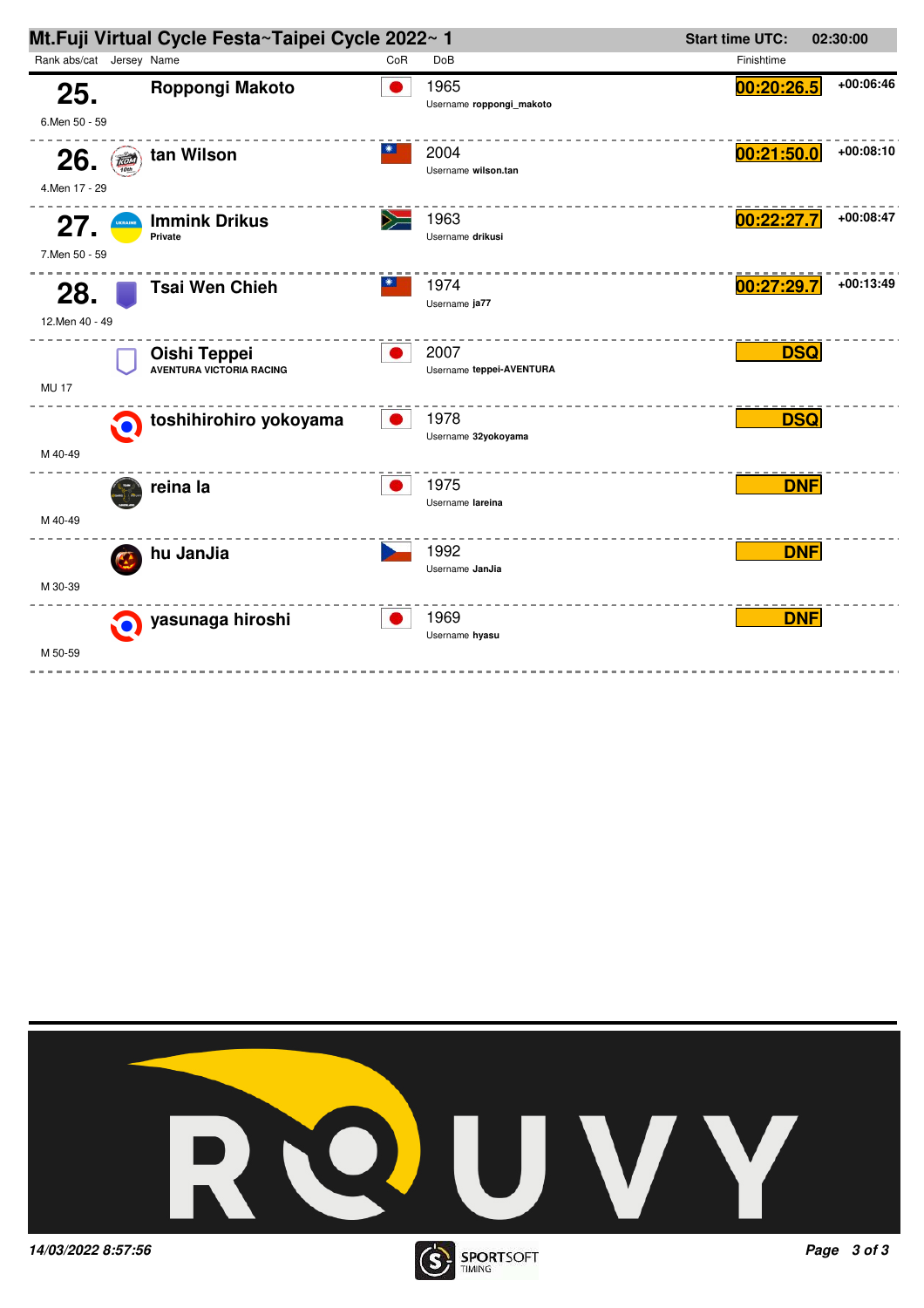# Mt.Fuji Virtual Cycle Festa~Taipei Cycle 2022~ 1

**Start time UTC:** 02:30:00

| Rank abs/cat | Jersey | Name | CoR | DoB | Finishtime | |
|---|---|---|---|---|---|---|
| **25.** 6.Men 50 - 59 | | **Roppongi Makoto** | | 1965 Username **roppongi_makoto** | **00:20:26.5** | **+00:06:46** |
| **26.** 4.Men 17 - 29 | | **tan Wilson** | | 2004 Username **wilson.tan** | **00:21:50.0** | **+00:08:10** |
| **27.** 7.Men 50 - 59 | | **Immink Drikus** Private | | 1963 Username **drikusi** | **00:22:27.7** | **+00:08:47** |
| **28.** 12.Men 40 - 49 | | **Tsai Wen Chieh** | | 1974 Username **ja77** | **00:27:29.7** | **+00:13:49** |
| MU 17 | | **Oishi Teppei** AVENTURA VICTORIA RACING | | 2007 Username **teppei-AVENTURA** | **DSQ** | |
| M 40-49 | | **toshihirohiro yokoyama** | | 1978 Username **32yokoyama** | **DSQ** | |
| M 40-49 | | **reina la** | | 1975 Username **lareina** | **DNF** | |
| M 30-39 | | **hu JanJia** | | 1992 Username **JanJia** | **DNF** | |
| M 50-59 | | **yasunaga hiroshi** | | 1969 Username **hyasu** | **DNF** | |

ROUVY

*14/03/2022 8:57:56*

SPORTSOFT TIMING